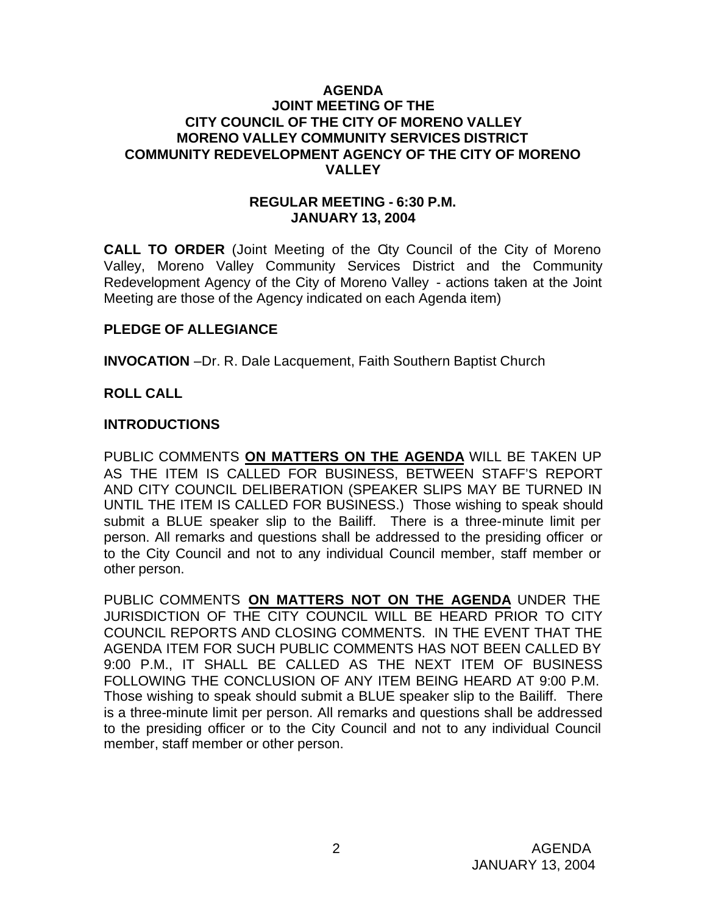# AGENDA
## JOINT MEETING OF THE CITY COUNCIL OF THE CITY OF MORENO VALLEY MORENO VALLEY COMMUNITY SERVICES DISTRICT COMMUNITY REDEVELOPMENT AGENCY OF THE CITY OF MORENO VALLEY

### REGULAR MEETING - 6:30 P.M.
### JANUARY 13, 2004

**CALL TO ORDER** (Joint Meeting of the City Council of the City of Moreno Valley, Moreno Valley Community Services District and the Community Redevelopment Agency of the City of Moreno Valley - actions taken at the Joint Meeting are those of the Agency indicated on each Agenda item)

**PLEDGE OF ALLEGIANCE**

**INVOCATION** –Dr. R. Dale Lacquement, Faith Southern Baptist Church

**ROLL CALL**

**INTRODUCTIONS**

PUBLIC COMMENTS **ON MATTERS ON THE AGENDA** WILL BE TAKEN UP AS THE ITEM IS CALLED FOR BUSINESS, BETWEEN STAFF'S REPORT AND CITY COUNCIL DELIBERATION (SPEAKER SLIPS MAY BE TURNED IN UNTIL THE ITEM IS CALLED FOR BUSINESS.) Those wishing to speak should submit a BLUE speaker slip to the Bailiff. There is a three-minute limit per person. All remarks and questions shall be addressed to the presiding officer or to the City Council and not to any individual Council member, staff member or other person.

PUBLIC COMMENTS **ON MATTERS NOT ON THE AGENDA** UNDER THE JURISDICTION OF THE CITY COUNCIL WILL BE HEARD PRIOR TO CITY COUNCIL REPORTS AND CLOSING COMMENTS. IN THE EVENT THAT THE AGENDA ITEM FOR SUCH PUBLIC COMMENTS HAS NOT BEEN CALLED BY 9:00 P.M., IT SHALL BE CALLED AS THE NEXT ITEM OF BUSINESS FOLLOWING THE CONCLUSION OF ANY ITEM BEING HEARD AT 9:00 P.M. Those wishing to speak should submit a BLUE speaker slip to the Bailiff. There is a three-minute limit per person. All remarks and questions shall be addressed to the presiding officer or to the City Council and not to any individual Council member, staff member or other person.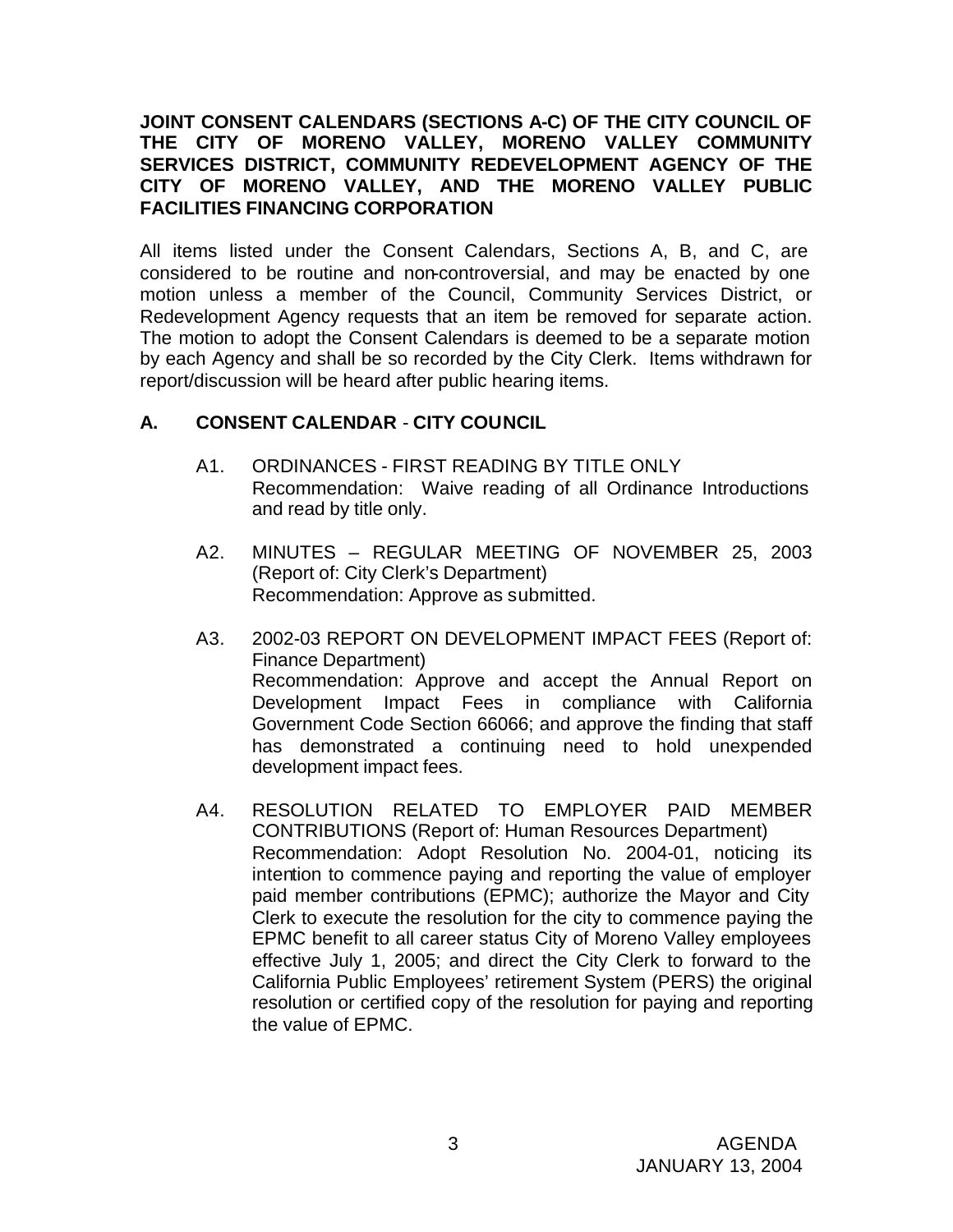**JOINT CONSENT CALENDARS (SECTIONS A-C) OF THE CITY COUNCIL OF THE CITY OF MORENO VALLEY, MORENO VALLEY COMMUNITY SERVICES DISTRICT, COMMUNITY REDEVELOPMENT AGENCY OF THE CITY OF MORENO VALLEY, AND THE MORENO VALLEY PUBLIC FACILITIES FINANCING CORPORATION**

All items listed under the Consent Calendars, Sections A, B, and C, are considered to be routine and non-controversial, and may be enacted by one motion unless a member of the Council, Community Services District, or Redevelopment Agency requests that an item be removed for separate action. The motion to adopt the Consent Calendars is deemed to be a separate motion by each Agency and shall be so recorded by the City Clerk. Items withdrawn for report/discussion will be heard after public hearing items.

## A. CONSENT CALENDAR - CITY COUNCIL

A1. ORDINANCES - FIRST READING BY TITLE ONLY
Recommendation: Waive reading of all Ordinance Introductions and read by title only.

A2. MINUTES – REGULAR MEETING OF NOVEMBER 25, 2003 (Report of: City Clerk's Department)
Recommendation: Approve as submitted.

A3. 2002-03 REPORT ON DEVELOPMENT IMPACT FEES (Report of: Finance Department)
Recommendation: Approve and accept the Annual Report on Development Impact Fees in compliance with California Government Code Section 66066; and approve the finding that staff has demonstrated a continuing need to hold unexpended development impact fees.

A4. RESOLUTION RELATED TO EMPLOYER PAID MEMBER CONTRIBUTIONS (Report of: Human Resources Department)
Recommendation: Adopt Resolution No. 2004-01, noticing its intention to commence paying and reporting the value of employer paid member contributions (EPMC); authorize the Mayor and City Clerk to execute the resolution for the city to commence paying the EPMC benefit to all career status City of Moreno Valley employees effective July 1, 2005; and direct the City Clerk to forward to the California Public Employees' retirement System (PERS) the original resolution or certified copy of the resolution for paying and reporting the value of EPMC.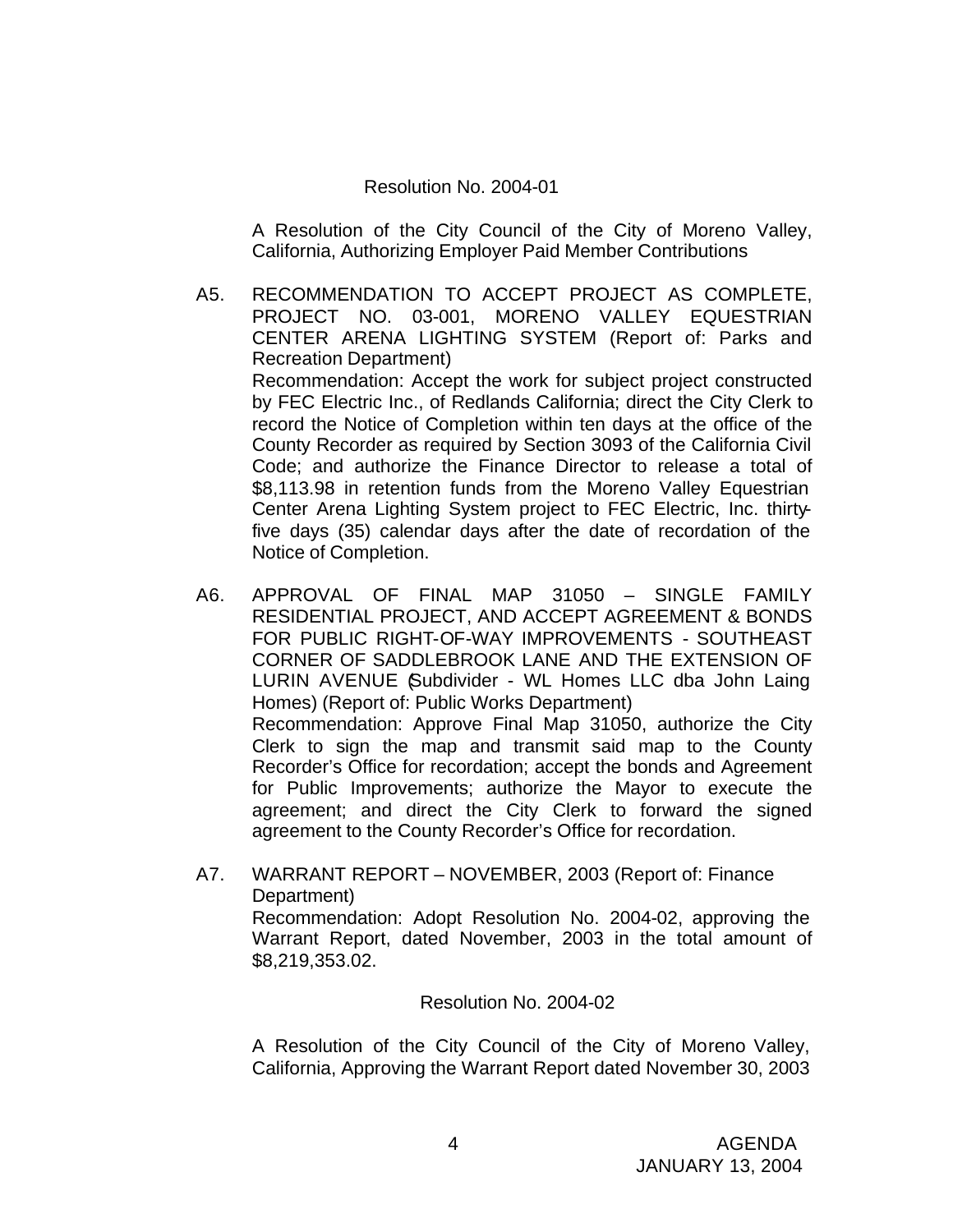Resolution No. 2004-01

A Resolution of the City Council of the City of Moreno Valley, California, Authorizing Employer Paid Member Contributions

A5. RECOMMENDATION TO ACCEPT PROJECT AS COMPLETE, PROJECT NO. 03-001, MORENO VALLEY EQUESTRIAN CENTER ARENA LIGHTING SYSTEM (Report of: Parks and Recreation Department)
Recommendation: Accept the work for subject project constructed by FEC Electric Inc., of Redlands California; direct the City Clerk to record the Notice of Completion within ten days at the office of the County Recorder as required by Section 3093 of the California Civil Code; and authorize the Finance Director to release a total of $8,113.98 in retention funds from the Moreno Valley Equestrian Center Arena Lighting System project to FEC Electric, Inc. thirty-five days (35) calendar days after the date of recordation of the Notice of Completion.

A6. APPROVAL OF FINAL MAP 31050 – SINGLE FAMILY RESIDENTIAL PROJECT, AND ACCEPT AGREEMENT & BONDS FOR PUBLIC RIGHT-OF-WAY IMPROVEMENTS - SOUTHEAST CORNER OF SADDLEBROOK LANE AND THE EXTENSION OF LURIN AVENUE (Subdivider - WL Homes LLC dba John Laing Homes) (Report of: Public Works Department)
Recommendation: Approve Final Map 31050, authorize the City Clerk to sign the map and transmit said map to the County Recorder's Office for recordation; accept the bonds and Agreement for Public Improvements; authorize the Mayor to execute the agreement; and direct the City Clerk to forward the signed agreement to the County Recorder's Office for recordation.

A7. WARRANT REPORT – NOVEMBER, 2003 (Report of: Finance Department)
Recommendation: Adopt Resolution No. 2004-02, approving the Warrant Report, dated November, 2003 in the total amount of $8,219,353.02.

Resolution No. 2004-02

A Resolution of the City Council of the City of Moreno Valley, California, Approving the Warrant Report dated November 30, 2003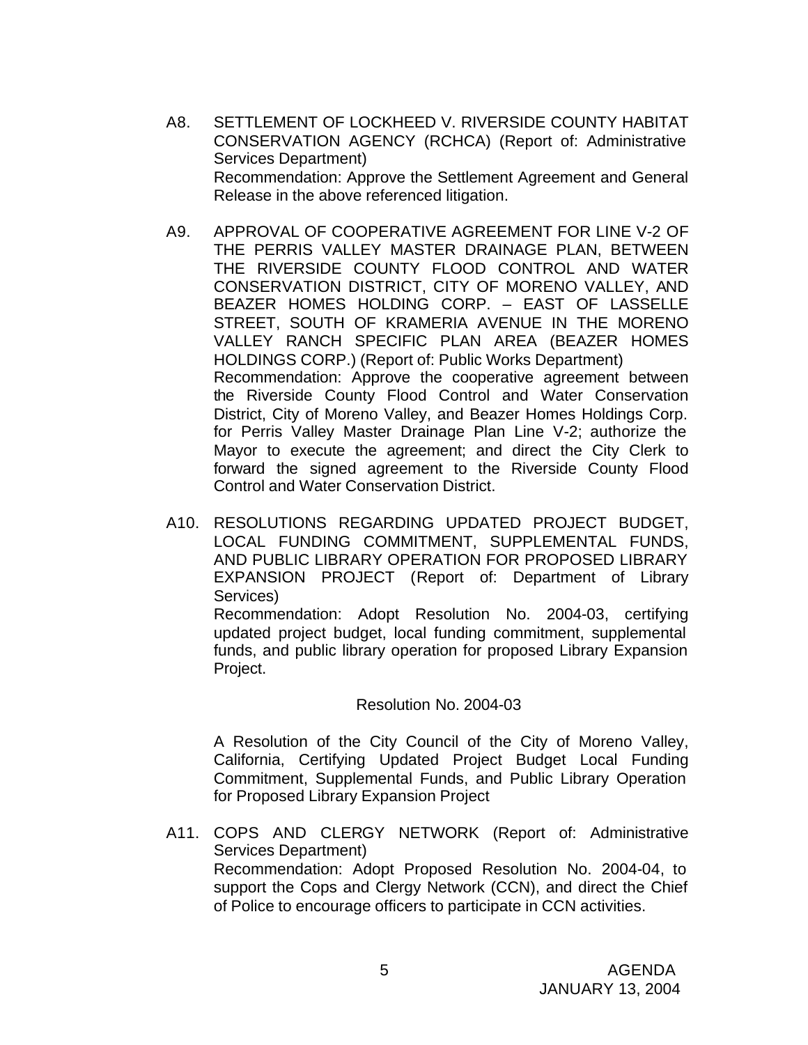A8. SETTLEMENT OF LOCKHEED V. RIVERSIDE COUNTY HABITAT CONSERVATION AGENCY (RCHCA) (Report of: Administrative Services Department)
Recommendation: Approve the Settlement Agreement and General Release in the above referenced litigation.

A9. APPROVAL OF COOPERATIVE AGREEMENT FOR LINE V-2 OF THE PERRIS VALLEY MASTER DRAINAGE PLAN, BETWEEN THE RIVERSIDE COUNTY FLOOD CONTROL AND WATER CONSERVATION DISTRICT, CITY OF MORENO VALLEY, AND BEAZER HOMES HOLDING CORP. – EAST OF LASSELLE STREET, SOUTH OF KRAMERIA AVENUE IN THE MORENO VALLEY RANCH SPECIFIC PLAN AREA (BEAZER HOMES HOLDINGS CORP.) (Report of: Public Works Department)
Recommendation: Approve the cooperative agreement between the Riverside County Flood Control and Water Conservation District, City of Moreno Valley, and Beazer Homes Holdings Corp. for Perris Valley Master Drainage Plan Line V-2; authorize the Mayor to execute the agreement; and direct the City Clerk to forward the signed agreement to the Riverside County Flood Control and Water Conservation District.

A10. RESOLUTIONS REGARDING UPDATED PROJECT BUDGET, LOCAL FUNDING COMMITMENT, SUPPLEMENTAL FUNDS, AND PUBLIC LIBRARY OPERATION FOR PROPOSED LIBRARY EXPANSION PROJECT (Report of: Department of Library Services)
Recommendation: Adopt Resolution No. 2004-03, certifying updated project budget, local funding commitment, supplemental funds, and public library operation for proposed Library Expansion Project.

Resolution No. 2004-03

A Resolution of the City Council of the City of Moreno Valley, California, Certifying Updated Project Budget Local Funding Commitment, Supplemental Funds, and Public Library Operation for Proposed Library Expansion Project

A11. COPS AND CLERGY NETWORK (Report of: Administrative Services Department)
Recommendation: Adopt Proposed Resolution No. 2004-04, to support the Cops and Clergy Network (CCN), and direct the Chief of Police to encourage officers to participate in CCN activities.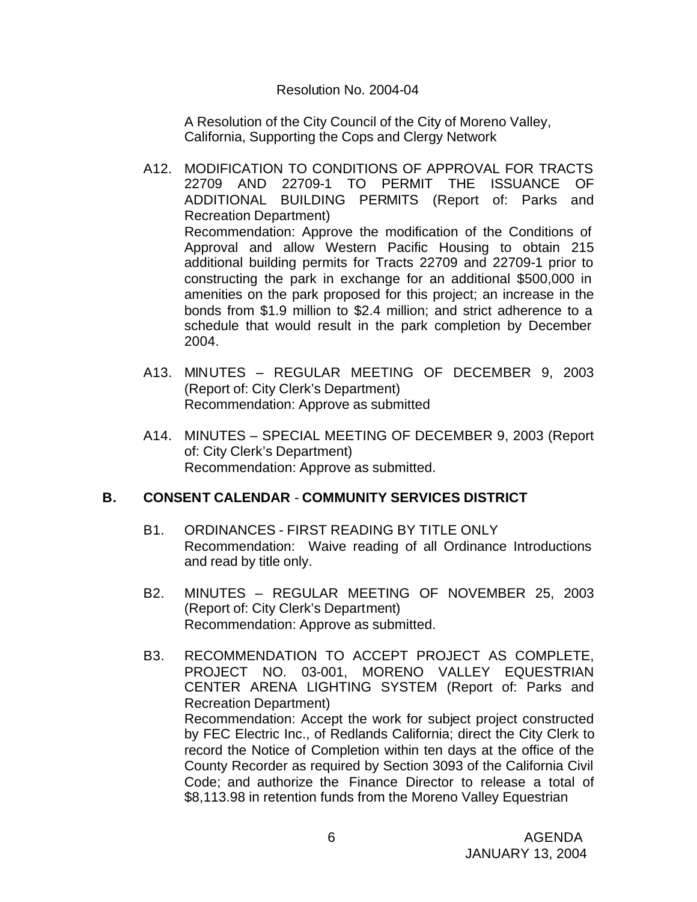Resolution No. 2004-04

A Resolution of the City Council of the City of Moreno Valley, California, Supporting the Cops and Clergy Network

A12. MODIFICATION TO CONDITIONS OF APPROVAL FOR TRACTS 22709 AND 22709-1 TO PERMIT THE ISSUANCE OF ADDITIONAL BUILDING PERMITS (Report of: Parks and Recreation Department)
Recommendation: Approve the modification of the Conditions of Approval and allow Western Pacific Housing to obtain 215 additional building permits for Tracts 22709 and 22709-1 prior to constructing the park in exchange for an additional $500,000 in amenities on the park proposed for this project; an increase in the bonds from $1.9 million to $2.4 million; and strict adherence to a schedule that would result in the park completion by December 2004.

A13. MINUTES – REGULAR MEETING OF DECEMBER 9, 2003 (Report of: City Clerk's Department)
Recommendation: Approve as submitted

A14. MINUTES – SPECIAL MEETING OF DECEMBER 9, 2003 (Report of: City Clerk's Department)
Recommendation: Approve as submitted.

## B. CONSENT CALENDAR - COMMUNITY SERVICES DISTRICT

B1. ORDINANCES - FIRST READING BY TITLE ONLY
Recommendation: Waive reading of all Ordinance Introductions and read by title only.

B2. MINUTES – REGULAR MEETING OF NOVEMBER 25, 2003 (Report of: City Clerk's Department)
Recommendation: Approve as submitted.

B3. RECOMMENDATION TO ACCEPT PROJECT AS COMPLETE, PROJECT NO. 03-001, MORENO VALLEY EQUESTRIAN CENTER ARENA LIGHTING SYSTEM (Report of: Parks and Recreation Department)
Recommendation: Accept the work for subject project constructed by FEC Electric Inc., of Redlands California; direct the City Clerk to record the Notice of Completion within ten days at the office of the County Recorder as required by Section 3093 of the California Civil Code; and authorize the Finance Director to release a total of $8,113.98 in retention funds from the Moreno Valley Equestrian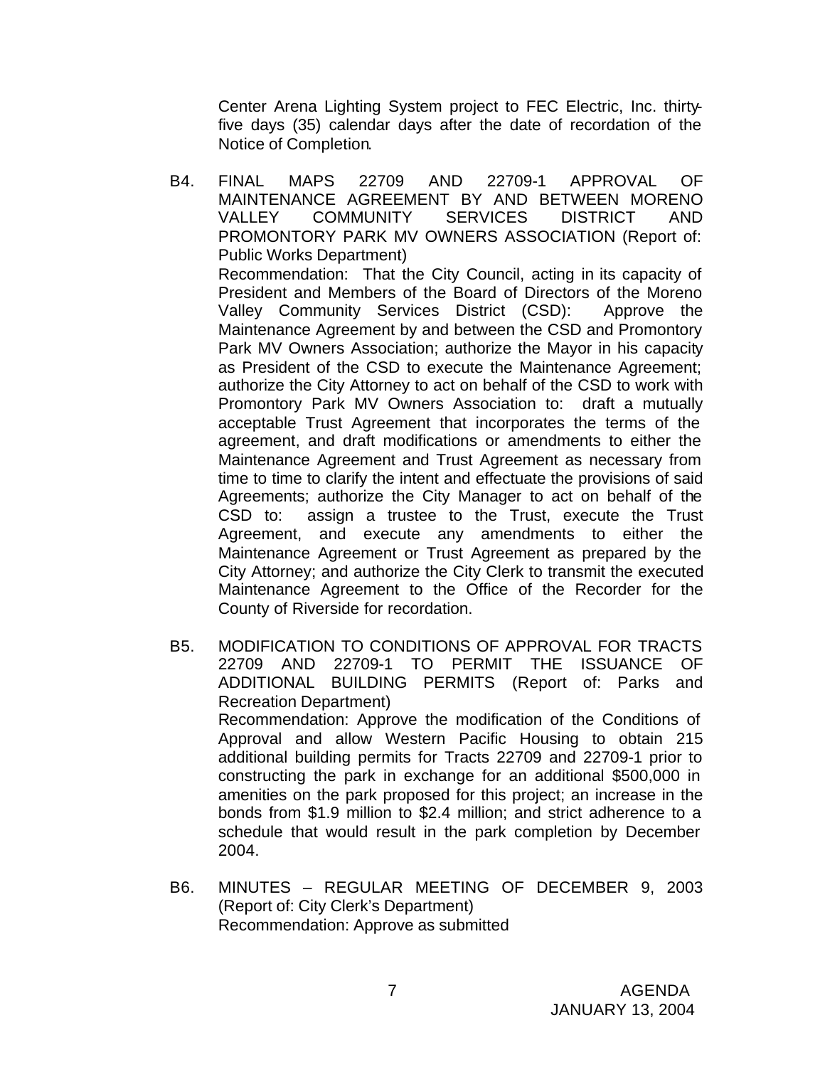Center Arena Lighting System project to FEC Electric, Inc. thirty-five days (35) calendar days after the date of recordation of the Notice of Completion.

B4. FINAL MAPS 22709 AND 22709-1 APPROVAL OF MAINTENANCE AGREEMENT BY AND BETWEEN MORENO VALLEY COMMUNITY SERVICES DISTRICT AND PROMONTORY PARK MV OWNERS ASSOCIATION (Report of: Public Works Department)
Recommendation: That the City Council, acting in its capacity of President and Members of the Board of Directors of the Moreno Valley Community Services District (CSD): Approve the Maintenance Agreement by and between the CSD and Promontory Park MV Owners Association; authorize the Mayor in his capacity as President of the CSD to execute the Maintenance Agreement; authorize the City Attorney to act on behalf of the CSD to work with Promontory Park MV Owners Association to: draft a mutually acceptable Trust Agreement that incorporates the terms of the agreement, and draft modifications or amendments to either the Maintenance Agreement and Trust Agreement as necessary from time to time to clarify the intent and effectuate the provisions of said Agreements; authorize the City Manager to act on behalf of the CSD to: assign a trustee to the Trust, execute the Trust Agreement, and execute any amendments to either the Maintenance Agreement or Trust Agreement as prepared by the City Attorney; and authorize the City Clerk to transmit the executed Maintenance Agreement to the Office of the Recorder for the County of Riverside for recordation.

B5. MODIFICATION TO CONDITIONS OF APPROVAL FOR TRACTS 22709 AND 22709-1 TO PERMIT THE ISSUANCE OF ADDITIONAL BUILDING PERMITS (Report of: Parks and Recreation Department)
Recommendation: Approve the modification of the Conditions of Approval and allow Western Pacific Housing to obtain 215 additional building permits for Tracts 22709 and 22709-1 prior to constructing the park in exchange for an additional $500,000 in amenities on the park proposed for this project; an increase in the bonds from $1.9 million to $2.4 million; and strict adherence to a schedule that would result in the park completion by December 2004.

B6. MINUTES – REGULAR MEETING OF DECEMBER 9, 2003 (Report of: City Clerk's Department)
Recommendation: Approve as submitted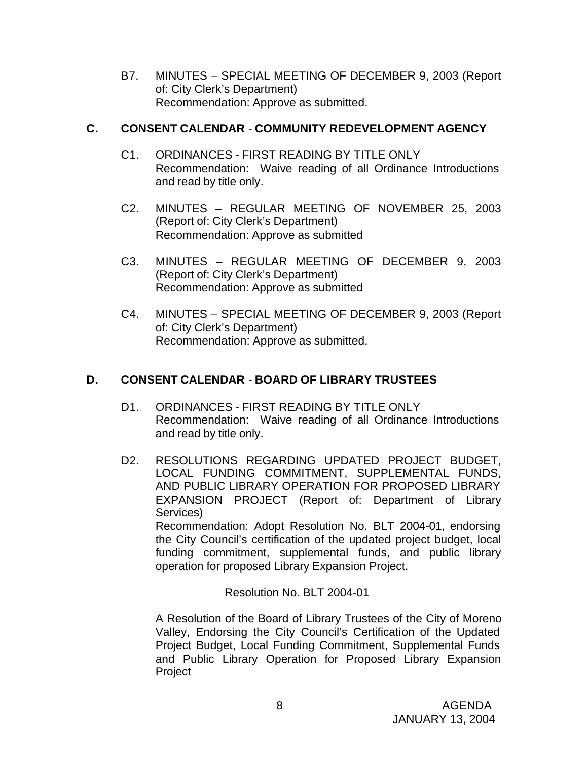B7. MINUTES – SPECIAL MEETING OF DECEMBER 9, 2003 (Report of: City Clerk's Department)
Recommendation: Approve as submitted.

## C. CONSENT CALENDAR - COMMUNITY REDEVELOPMENT AGENCY

C1. ORDINANCES - FIRST READING BY TITLE ONLY
Recommendation: Waive reading of all Ordinance Introductions and read by title only.

C2. MINUTES – REGULAR MEETING OF NOVEMBER 25, 2003 (Report of: City Clerk's Department)
Recommendation: Approve as submitted

C3. MINUTES – REGULAR MEETING OF DECEMBER 9, 2003 (Report of: City Clerk's Department)
Recommendation: Approve as submitted

C4. MINUTES – SPECIAL MEETING OF DECEMBER 9, 2003 (Report of: City Clerk's Department)
Recommendation: Approve as submitted.

## D. CONSENT CALENDAR - BOARD OF LIBRARY TRUSTEES

D1. ORDINANCES - FIRST READING BY TITLE ONLY
Recommendation: Waive reading of all Ordinance Introductions and read by title only.

D2. RESOLUTIONS REGARDING UPDATED PROJECT BUDGET, LOCAL FUNDING COMMITMENT, SUPPLEMENTAL FUNDS, AND PUBLIC LIBRARY OPERATION FOR PROPOSED LIBRARY EXPANSION PROJECT (Report of: Department of Library Services)
Recommendation: Adopt Resolution No. BLT 2004-01, endorsing the City Council's certification of the updated project budget, local funding commitment, supplemental funds, and public library operation for proposed Library Expansion Project.

Resolution No. BLT 2004-01

A Resolution of the Board of Library Trustees of the City of Moreno Valley, Endorsing the City Council's Certification of the Updated Project Budget, Local Funding Commitment, Supplemental Funds and Public Library Operation for Proposed Library Expansion Project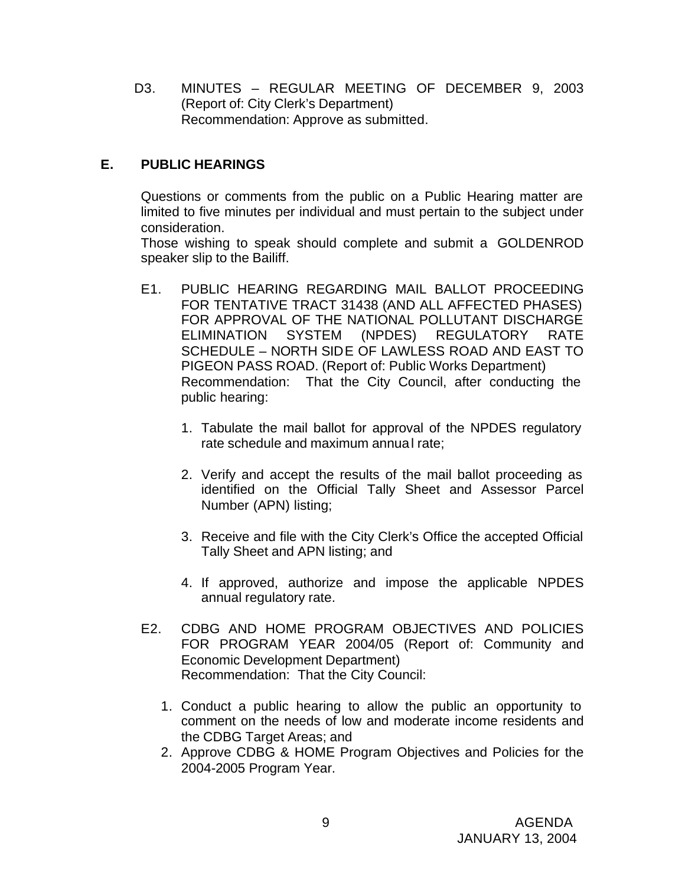D3. MINUTES – REGULAR MEETING OF DECEMBER 9, 2003
(Report of: City Clerk's Department)
Recommendation: Approve as submitted.

## E. PUBLIC HEARINGS

Questions or comments from the public on a Public Hearing matter are limited to five minutes per individual and must pertain to the subject under consideration.
Those wishing to speak should complete and submit a GOLDENROD speaker slip to the Bailiff.

E1. PUBLIC HEARING REGARDING MAIL BALLOT PROCEEDING FOR TENTATIVE TRACT 31438 (AND ALL AFFECTED PHASES) FOR APPROVAL OF THE NATIONAL POLLUTANT DISCHARGE ELIMINATION SYSTEM (NPDES) REGULATORY RATE SCHEDULE – NORTH SIDE OF LAWLESS ROAD AND EAST TO PIGEON PASS ROAD. (Report of: Public Works Department)
Recommendation: That the City Council, after conducting the public hearing:

1. Tabulate the mail ballot for approval of the NPDES regulatory rate schedule and maximum annual rate;
2. Verify and accept the results of the mail ballot proceeding as identified on the Official Tally Sheet and Assessor Parcel Number (APN) listing;
3. Receive and file with the City Clerk's Office the accepted Official Tally Sheet and APN listing; and
4. If approved, authorize and impose the applicable NPDES annual regulatory rate.

E2. CDBG AND HOME PROGRAM OBJECTIVES AND POLICIES FOR PROGRAM YEAR 2004/05 (Report of: Community and Economic Development Department)
Recommendation: That the City Council:

1. Conduct a public hearing to allow the public an opportunity to comment on the needs of low and moderate income residents and the CDBG Target Areas; and
2. Approve CDBG & HOME Program Objectives and Policies for the 2004-2005 Program Year.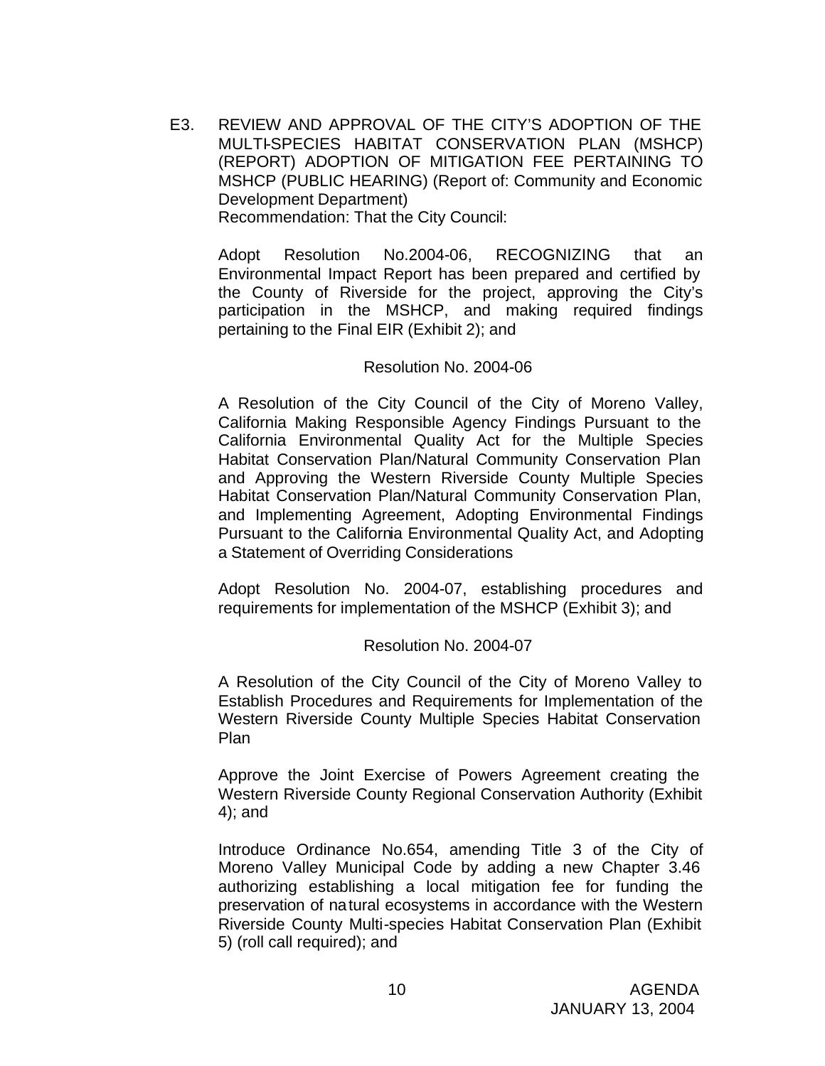E3. REVIEW AND APPROVAL OF THE CITY'S ADOPTION OF THE MULTI-SPECIES HABITAT CONSERVATION PLAN (MSHCP) (REPORT) ADOPTION OF MITIGATION FEE PERTAINING TO MSHCP (PUBLIC HEARING) (Report of: Community and Economic Development Department)
Recommendation: That the City Council:

Adopt Resolution No.2004-06, RECOGNIZING that an Environmental Impact Report has been prepared and certified by the County of Riverside for the project, approving the City's participation in the MSHCP, and making required findings pertaining to the Final EIR (Exhibit 2); and

Resolution No. 2004-06

A Resolution of the City Council of the City of Moreno Valley, California Making Responsible Agency Findings Pursuant to the California Environmental Quality Act for the Multiple Species Habitat Conservation Plan/Natural Community Conservation Plan and Approving the Western Riverside County Multiple Species Habitat Conservation Plan/Natural Community Conservation Plan, and Implementing Agreement, Adopting Environmental Findings Pursuant to the California Environmental Quality Act, and Adopting a Statement of Overriding Considerations

Adopt Resolution No. 2004-07, establishing procedures and requirements for implementation of the MSHCP (Exhibit 3); and

Resolution No. 2004-07

A Resolution of the City Council of the City of Moreno Valley to Establish Procedures and Requirements for Implementation of the Western Riverside County Multiple Species Habitat Conservation Plan

Approve the Joint Exercise of Powers Agreement creating the Western Riverside County Regional Conservation Authority (Exhibit 4); and

Introduce Ordinance No.654, amending Title 3 of the City of Moreno Valley Municipal Code by adding a new Chapter 3.46 authorizing establishing a local mitigation fee for funding the preservation of natural ecosystems in accordance with the Western Riverside County Multi-species Habitat Conservation Plan (Exhibit 5) (roll call required); and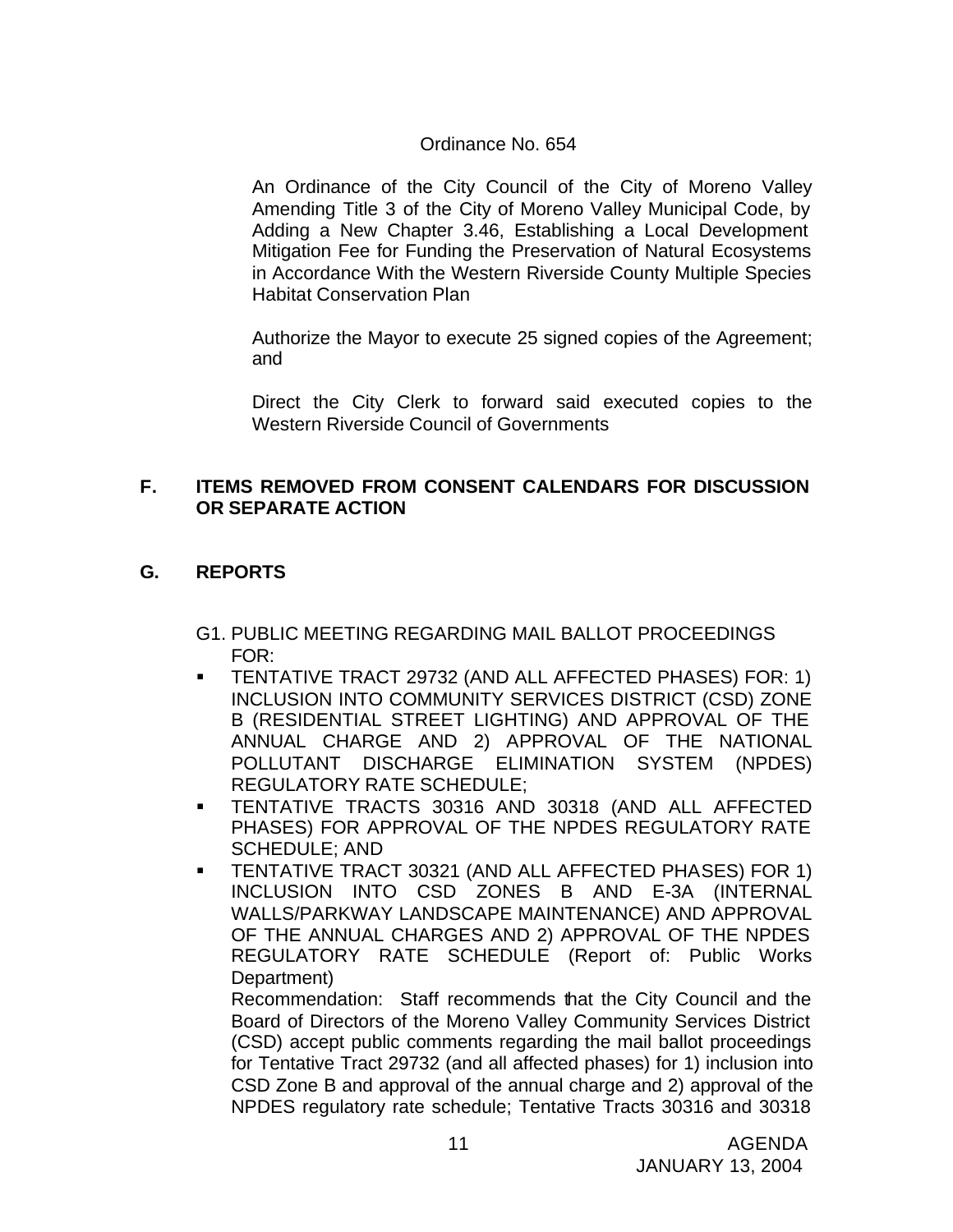Ordinance No. 654

An Ordinance of the City Council of the City of Moreno Valley Amending Title 3 of the City of Moreno Valley Municipal Code, by Adding a New Chapter 3.46, Establishing a Local Development Mitigation Fee for Funding the Preservation of Natural Ecosystems in Accordance With the Western Riverside County Multiple Species Habitat Conservation Plan

Authorize the Mayor to execute 25 signed copies of the Agreement; and

Direct the City Clerk to forward said executed copies to the Western Riverside Council of Governments

## F. ITEMS REMOVED FROM CONSENT CALENDARS FOR DISCUSSION OR SEPARATE ACTION

## G. REPORTS

G1. PUBLIC MEETING REGARDING MAIL BALLOT PROCEEDINGS FOR:

- TENTATIVE TRACT 29732 (AND ALL AFFECTED PHASES) FOR: 1) INCLUSION INTO COMMUNITY SERVICES DISTRICT (CSD) ZONE B (RESIDENTIAL STREET LIGHTING) AND APPROVAL OF THE ANNUAL CHARGE AND 2) APPROVAL OF THE NATIONAL POLLUTANT DISCHARGE ELIMINATION SYSTEM (NPDES) REGULATORY RATE SCHEDULE;
- TENTATIVE TRACTS 30316 AND 30318 (AND ALL AFFECTED PHASES) FOR APPROVAL OF THE NPDES REGULATORY RATE SCHEDULE; AND
- TENTATIVE TRACT 30321 (AND ALL AFFECTED PHASES) FOR 1) INCLUSION INTO CSD ZONES B AND E-3A (INTERNAL WALLS/PARKWAY LANDSCAPE MAINTENANCE) AND APPROVAL OF THE ANNUAL CHARGES AND 2) APPROVAL OF THE NPDES REGULATORY RATE SCHEDULE (Report of: Public Works Department)

  Recommendation: Staff recommends that the City Council and the Board of Directors of the Moreno Valley Community Services District (CSD) accept public comments regarding the mail ballot proceedings for Tentative Tract 29732 (and all affected phases) for 1) inclusion into CSD Zone B and approval of the annual charge and 2) approval of the NPDES regulatory rate schedule; Tentative Tracts 30316 and 30318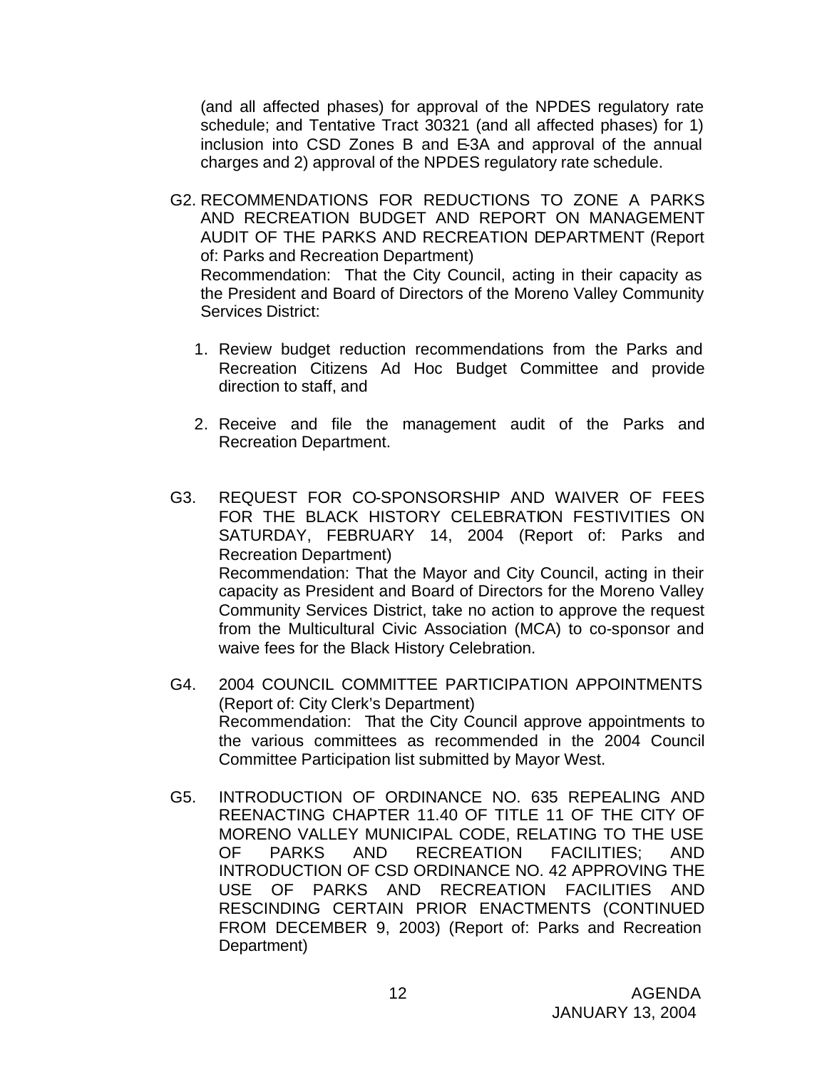(and all affected phases) for approval of the NPDES regulatory rate schedule; and Tentative Tract 30321 (and all affected phases) for 1) inclusion into CSD Zones B and E-3A and approval of the annual charges and 2) approval of the NPDES regulatory rate schedule.

G2. RECOMMENDATIONS FOR REDUCTIONS TO ZONE A PARKS AND RECREATION BUDGET AND REPORT ON MANAGEMENT AUDIT OF THE PARKS AND RECREATION DEPARTMENT (Report of: Parks and Recreation Department)
Recommendation: That the City Council, acting in their capacity as the President and Board of Directors of the Moreno Valley Community Services District:

1. Review budget reduction recommendations from the Parks and Recreation Citizens Ad Hoc Budget Committee and provide direction to staff, and

2. Receive and file the management audit of the Parks and Recreation Department.

G3. REQUEST FOR CO-SPONSORSHIP AND WAIVER OF FEES FOR THE BLACK HISTORY CELEBRATION FESTIVITIES ON SATURDAY, FEBRUARY 14, 2004 (Report of: Parks and Recreation Department)
Recommendation: That the Mayor and City Council, acting in their capacity as President and Board of Directors for the Moreno Valley Community Services District, take no action to approve the request from the Multicultural Civic Association (MCA) to co-sponsor and waive fees for the Black History Celebration.

G4. 2004 COUNCIL COMMITTEE PARTICIPATION APPOINTMENTS (Report of: City Clerk's Department)
Recommendation: That the City Council approve appointments to the various committees as recommended in the 2004 Council Committee Participation list submitted by Mayor West.

G5. INTRODUCTION OF ORDINANCE NO. 635 REPEALING AND REENACTING CHAPTER 11.40 OF TITLE 11 OF THE CITY OF MORENO VALLEY MUNICIPAL CODE, RELATING TO THE USE OF PARKS AND RECREATION FACILITIES; AND INTRODUCTION OF CSD ORDINANCE NO. 42 APPROVING THE USE OF PARKS AND RECREATION FACILITIES AND RESCINDING CERTAIN PRIOR ENACTMENTS (CONTINUED FROM DECEMBER 9, 2003) (Report of: Parks and Recreation Department)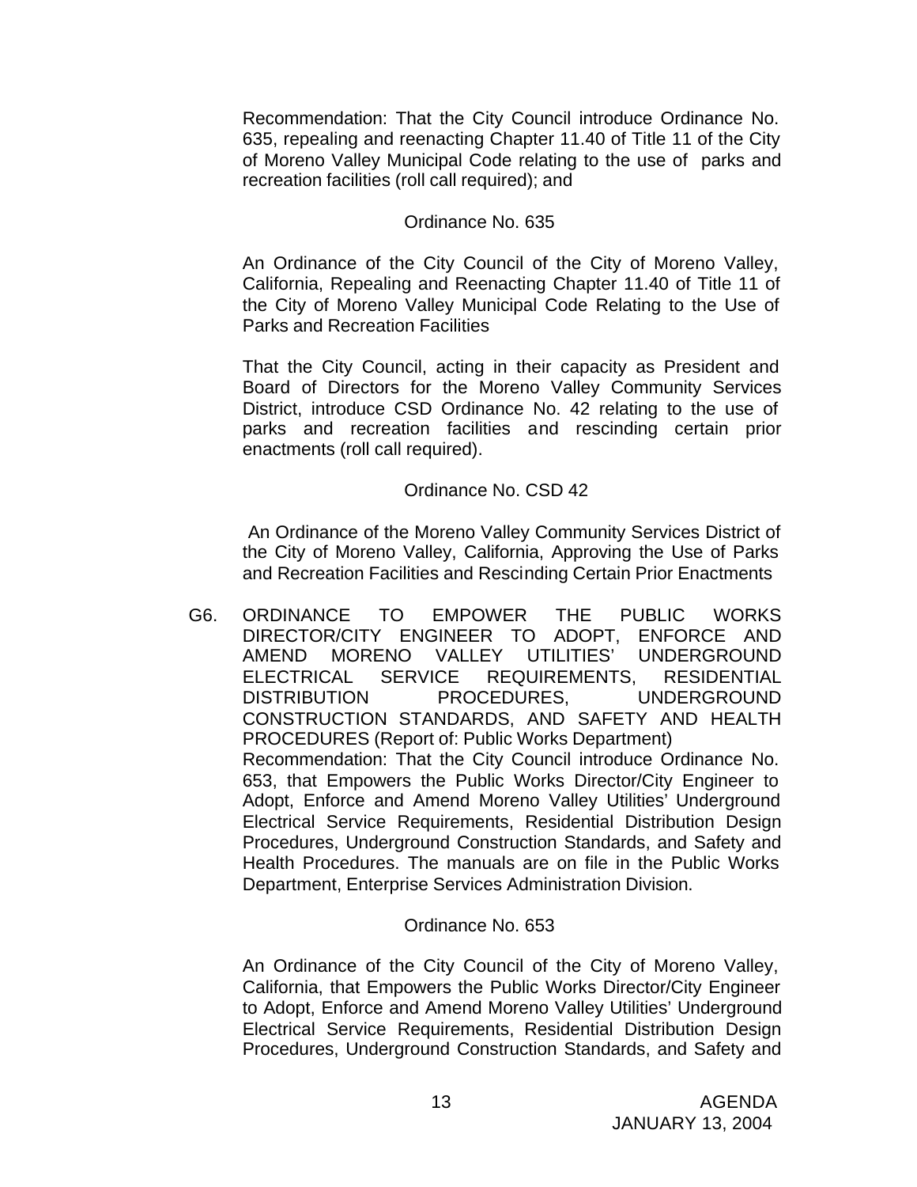Recommendation: That the City Council introduce Ordinance No. 635, repealing and reenacting Chapter 11.40 of Title 11 of the City of Moreno Valley Municipal Code relating to the use of parks and recreation facilities (roll call required); and

Ordinance No. 635

An Ordinance of the City Council of the City of Moreno Valley, California, Repealing and Reenacting Chapter 11.40 of Title 11 of the City of Moreno Valley Municipal Code Relating to the Use of Parks and Recreation Facilities

That the City Council, acting in their capacity as President and Board of Directors for the Moreno Valley Community Services District, introduce CSD Ordinance No. 42 relating to the use of parks and recreation facilities and rescinding certain prior enactments (roll call required).

Ordinance No. CSD 42

An Ordinance of the Moreno Valley Community Services District of the City of Moreno Valley, California, Approving the Use of Parks and Recreation Facilities and Rescinding Certain Prior Enactments

G6. ORDINANCE TO EMPOWER THE PUBLIC WORKS DIRECTOR/CITY ENGINEER TO ADOPT, ENFORCE AND AMEND MORENO VALLEY UTILITIES' UNDERGROUND ELECTRICAL SERVICE REQUIREMENTS, RESIDENTIAL DISTRIBUTION PROCEDURES, UNDERGROUND CONSTRUCTION STANDARDS, AND SAFETY AND HEALTH PROCEDURES (Report of: Public Works Department)

Recommendation: That the City Council introduce Ordinance No. 653, that Empowers the Public Works Director/City Engineer to Adopt, Enforce and Amend Moreno Valley Utilities' Underground Electrical Service Requirements, Residential Distribution Design Procedures, Underground Construction Standards, and Safety and Health Procedures. The manuals are on file in the Public Works Department, Enterprise Services Administration Division.

Ordinance No. 653

An Ordinance of the City Council of the City of Moreno Valley, California, that Empowers the Public Works Director/City Engineer to Adopt, Enforce and Amend Moreno Valley Utilities' Underground Electrical Service Requirements, Residential Distribution Design Procedures, Underground Construction Standards, and Safety and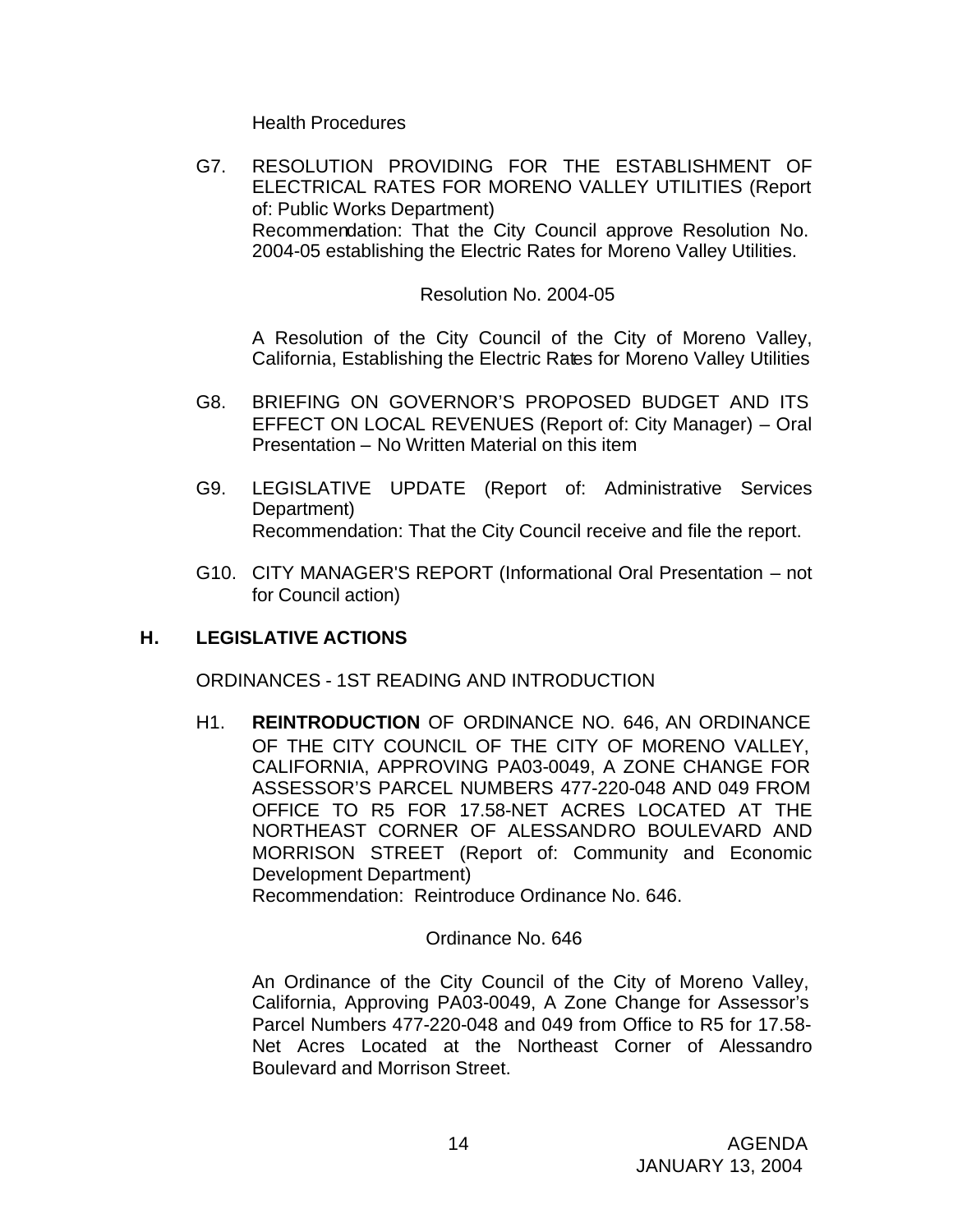Health Procedures

G7. RESOLUTION PROVIDING FOR THE ESTABLISHMENT OF ELECTRICAL RATES FOR MORENO VALLEY UTILITIES (Report of: Public Works Department)
Recommendation: That the City Council approve Resolution No. 2004-05 establishing the Electric Rates for Moreno Valley Utilities.

Resolution No. 2004-05

A Resolution of the City Council of the City of Moreno Valley, California, Establishing the Electric Rates for Moreno Valley Utilities

G8. BRIEFING ON GOVERNOR'S PROPOSED BUDGET AND ITS EFFECT ON LOCAL REVENUES (Report of: City Manager) – Oral Presentation – No Written Material on this item

G9. LEGISLATIVE UPDATE (Report of: Administrative Services Department)
Recommendation: That the City Council receive and file the report.

G10. CITY MANAGER'S REPORT (Informational Oral Presentation – not for Council action)

## H. LEGISLATIVE ACTIONS

ORDINANCES - 1ST READING AND INTRODUCTION

H1. **REINTRODUCTION** OF ORDINANCE NO. 646, AN ORDINANCE OF THE CITY COUNCIL OF THE CITY OF MORENO VALLEY, CALIFORNIA, APPROVING PA03-0049, A ZONE CHANGE FOR ASSESSOR'S PARCEL NUMBERS 477-220-048 AND 049 FROM OFFICE TO R5 FOR 17.58-NET ACRES LOCATED AT THE NORTHEAST CORNER OF ALESSANDRO BOULEVARD AND MORRISON STREET (Report of: Community and Economic Development Department)
Recommendation: Reintroduce Ordinance No. 646.

Ordinance No. 646

An Ordinance of the City Council of the City of Moreno Valley, California, Approving PA03-0049, A Zone Change for Assessor's Parcel Numbers 477-220-048 and 049 from Office to R5 for 17.58-Net Acres Located at the Northeast Corner of Alessandro Boulevard and Morrison Street.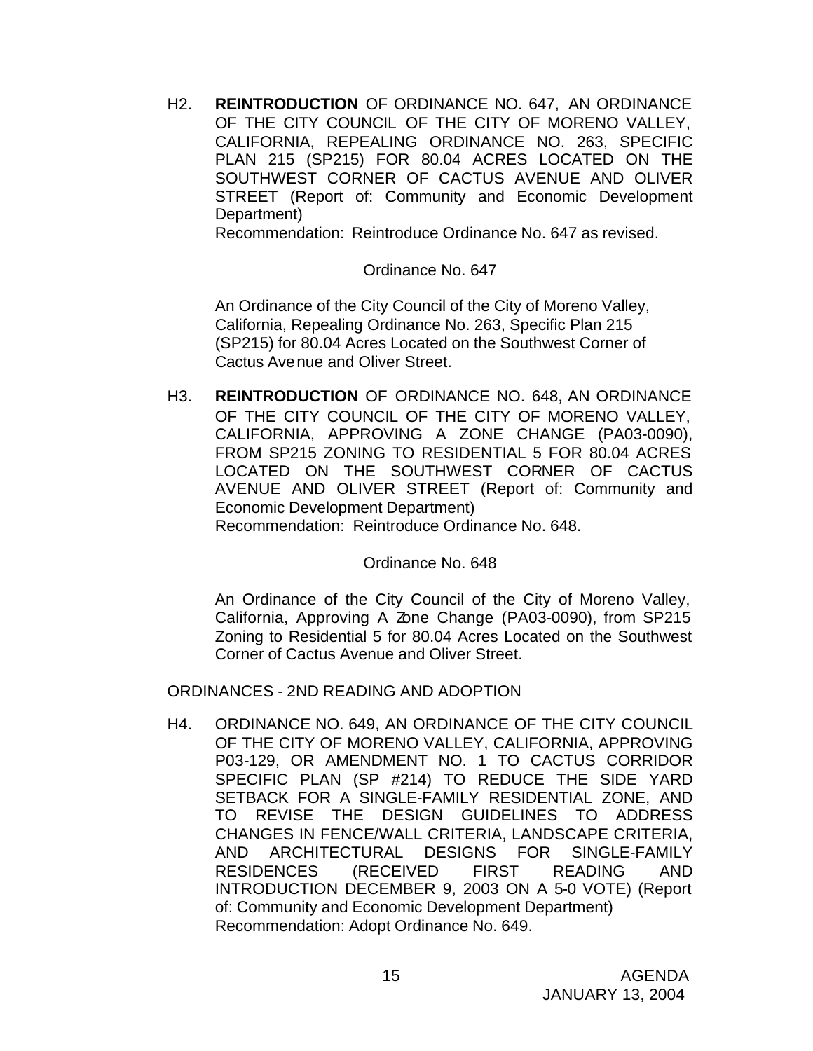H2. **REINTRODUCTION** OF ORDINANCE NO. 647, AN ORDINANCE OF THE CITY COUNCIL OF THE CITY OF MORENO VALLEY, CALIFORNIA, REPEALING ORDINANCE NO. 263, SPECIFIC PLAN 215 (SP215) FOR 80.04 ACRES LOCATED ON THE SOUTHWEST CORNER OF CACTUS AVENUE AND OLIVER STREET (Report of: Community and Economic Development Department)
Recommendation: Reintroduce Ordinance No. 647 as revised.

Ordinance No. 647

An Ordinance of the City Council of the City of Moreno Valley, California, Repealing Ordinance No. 263, Specific Plan 215 (SP215) for 80.04 Acres Located on the Southwest Corner of Cactus Avenue and Oliver Street.

H3. **REINTRODUCTION** OF ORDINANCE NO. 648, AN ORDINANCE OF THE CITY COUNCIL OF THE CITY OF MORENO VALLEY, CALIFORNIA, APPROVING A ZONE CHANGE (PA03-0090), FROM SP215 ZONING TO RESIDENTIAL 5 FOR 80.04 ACRES LOCATED ON THE SOUTHWEST CORNER OF CACTUS AVENUE AND OLIVER STREET (Report of: Community and Economic Development Department)
Recommendation: Reintroduce Ordinance No. 648.

Ordinance No. 648

An Ordinance of the City Council of the City of Moreno Valley, California, Approving A Zone Change (PA03-0090), from SP215 Zoning to Residential 5 for 80.04 Acres Located on the Southwest Corner of Cactus Avenue and Oliver Street.

ORDINANCES - 2ND READING AND ADOPTION

H4. ORDINANCE NO. 649, AN ORDINANCE OF THE CITY COUNCIL OF THE CITY OF MORENO VALLEY, CALIFORNIA, APPROVING P03-129, OR AMENDMENT NO. 1 TO CACTUS CORRIDOR SPECIFIC PLAN (SP #214) TO REDUCE THE SIDE YARD SETBACK FOR A SINGLE-FAMILY RESIDENTIAL ZONE, AND TO REVISE THE DESIGN GUIDELINES TO ADDRESS CHANGES IN FENCE/WALL CRITERIA, LANDSCAPE CRITERIA, AND ARCHITECTURAL DESIGNS FOR SINGLE-FAMILY RESIDENCES (RECEIVED FIRST READING AND INTRODUCTION DECEMBER 9, 2003 ON A 5-0 VOTE) (Report of: Community and Economic Development Department)
Recommendation: Adopt Ordinance No. 649.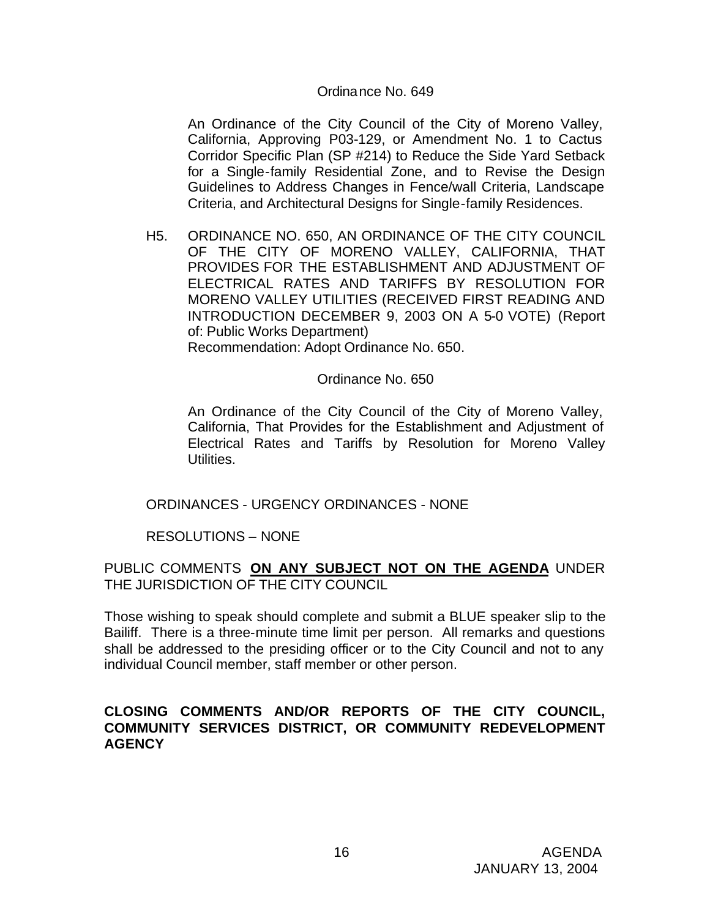Ordinance No. 649

An Ordinance of the City Council of the City of Moreno Valley, California, Approving P03-129, or Amendment No. 1 to Cactus Corridor Specific Plan (SP #214) to Reduce the Side Yard Setback for a Single-family Residential Zone, and to Revise the Design Guidelines to Address Changes in Fence/wall Criteria, Landscape Criteria, and Architectural Designs for Single-family Residences.

H5. ORDINANCE NO. 650, AN ORDINANCE OF THE CITY COUNCIL OF THE CITY OF MORENO VALLEY, CALIFORNIA, THAT PROVIDES FOR THE ESTABLISHMENT AND ADJUSTMENT OF ELECTRICAL RATES AND TARIFFS BY RESOLUTION FOR MORENO VALLEY UTILITIES (RECEIVED FIRST READING AND INTRODUCTION DECEMBER 9, 2003 ON A 5-0 VOTE) (Report of: Public Works Department)
Recommendation: Adopt Ordinance No. 650.

Ordinance No. 650

An Ordinance of the City Council of the City of Moreno Valley, California, That Provides for the Establishment and Adjustment of Electrical Rates and Tariffs by Resolution for Moreno Valley Utilities.

ORDINANCES - URGENCY ORDINANCES - NONE

RESOLUTIONS – NONE

PUBLIC COMMENTS **ON ANY SUBJECT NOT ON THE AGENDA** UNDER THE JURISDICTION OF THE CITY COUNCIL

Those wishing to speak should complete and submit a BLUE speaker slip to the Bailiff. There is a three-minute time limit per person. All remarks and questions shall be addressed to the presiding officer or to the City Council and not to any individual Council member, staff member or other person.

**CLOSING COMMENTS AND/OR REPORTS OF THE CITY COUNCIL, COMMUNITY SERVICES DISTRICT, OR COMMUNITY REDEVELOPMENT AGENCY**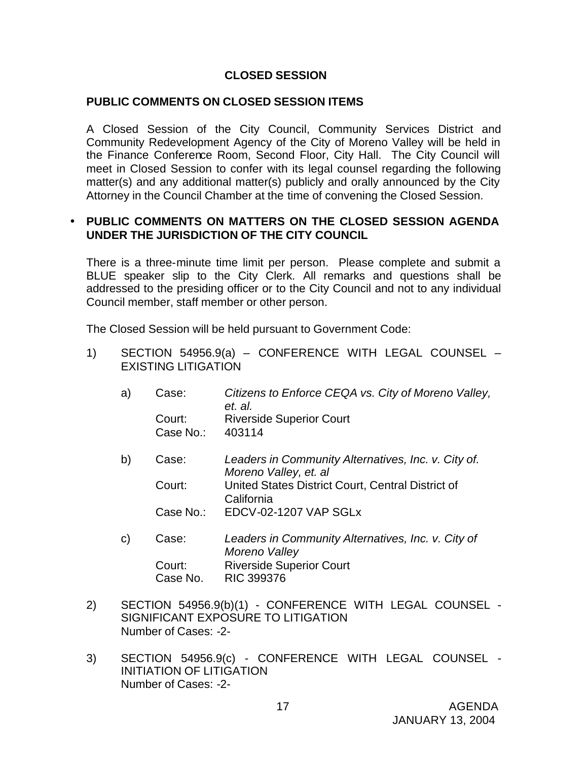## CLOSED SESSION

### PUBLIC COMMENTS ON CLOSED SESSION ITEMS

A Closed Session of the City Council, Community Services District and Community Redevelopment Agency of the City of Moreno Valley will be held in the Finance Conference Room, Second Floor, City Hall. The City Council will meet in Closed Session to confer with its legal counsel regarding the following matter(s) and any additional matter(s) publicly and orally announced by the City Attorney in the Council Chamber at the time of convening the Closed Session.

- **PUBLIC COMMENTS ON MATTERS ON THE CLOSED SESSION AGENDA UNDER THE JURISDICTION OF THE CITY COUNCIL**

There is a three-minute time limit per person. Please complete and submit a BLUE speaker slip to the City Clerk. All remarks and questions shall be addressed to the presiding officer or to the City Council and not to any individual Council member, staff member or other person.

The Closed Session will be held pursuant to Government Code:

1) SECTION 54956.9(a) – CONFERENCE WITH LEGAL COUNSEL – EXISTING LITIGATION

   a) Case: *Citizens to Enforce CEQA vs. City of Moreno Valley, et. al.*
      Court: Riverside Superior Court
      Case No.: 403114

   b) Case: *Leaders in Community Alternatives, Inc. v. City of. Moreno Valley, et. al*
      Court: United States District Court, Central District of California
      Case No.: EDCV-02-1207 VAP SGLx

   c) Case: *Leaders in Community Alternatives, Inc. v. City of Moreno Valley*
      Court: Riverside Superior Court
      Case No. RIC 399376

2) SECTION 54956.9(b)(1) - CONFERENCE WITH LEGAL COUNSEL - SIGNIFICANT EXPOSURE TO LITIGATION
   Number of Cases: -2-

3) SECTION 54956.9(c) - CONFERENCE WITH LEGAL COUNSEL - INITIATION OF LITIGATION
   Number of Cases: -2-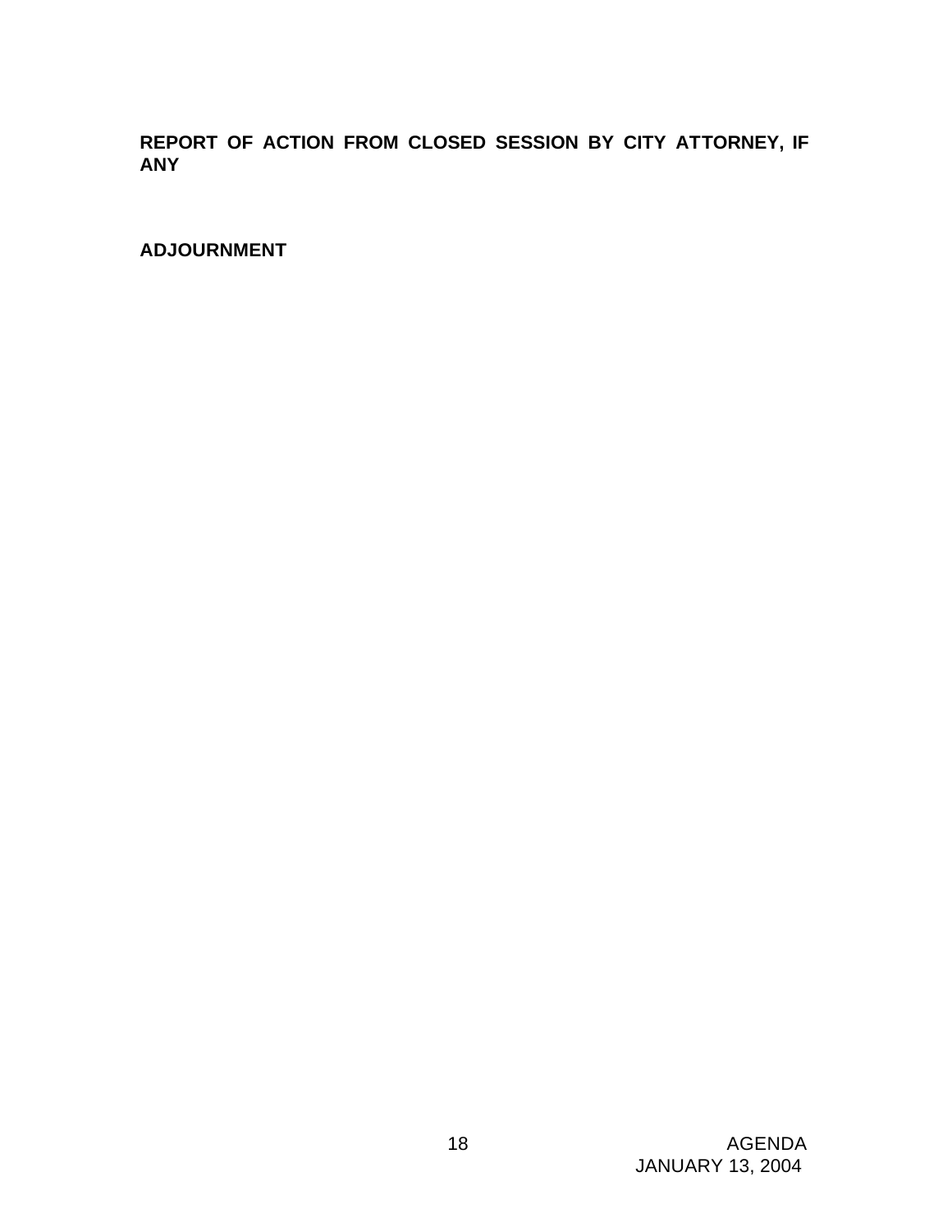**REPORT OF ACTION FROM CLOSED SESSION BY CITY ATTORNEY, IF ANY**

**ADJOURNMENT**